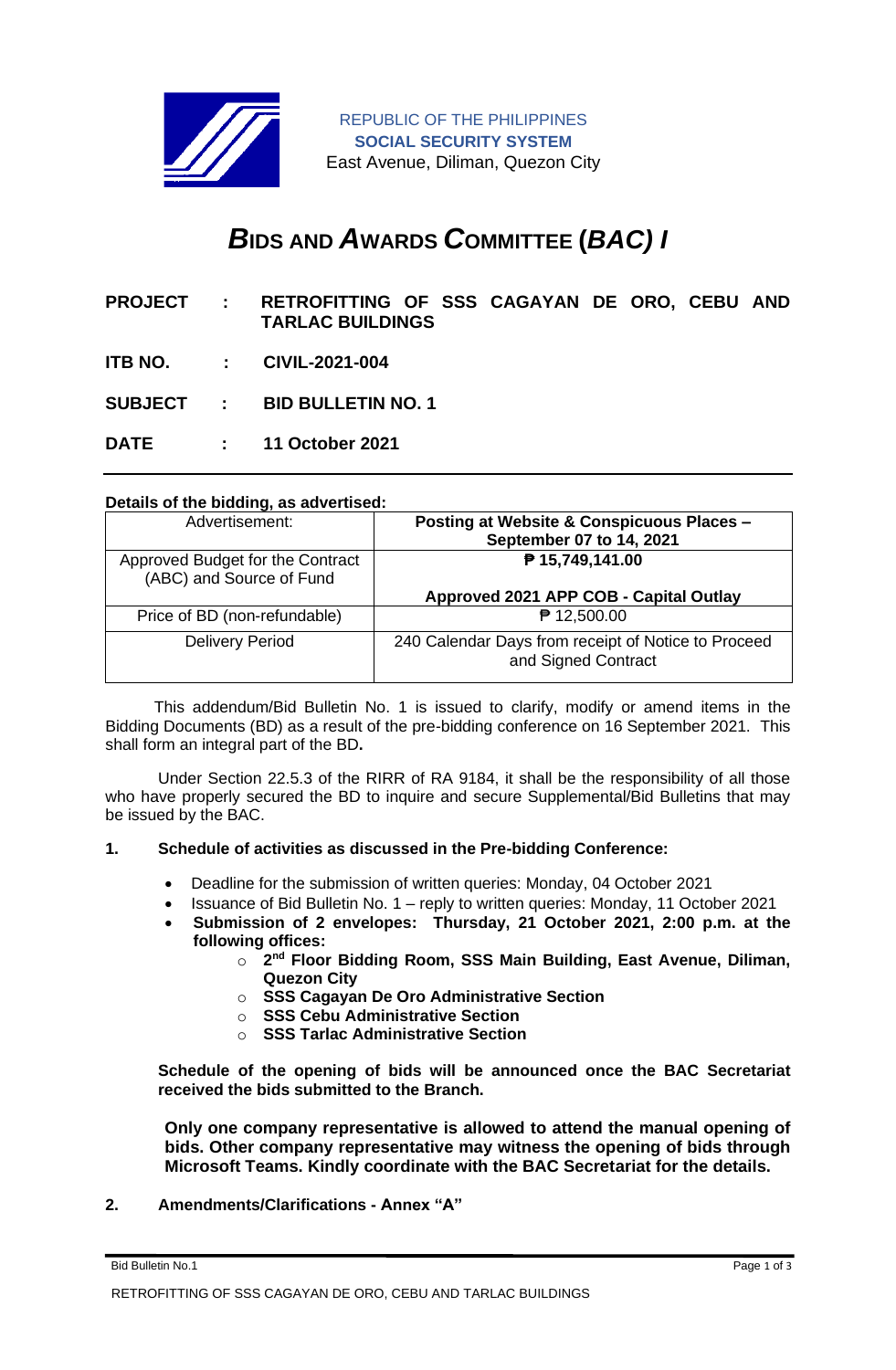REPUBLIC OF THE PHILIPPINES
**SOCIAL SECURITY SYSTEM**
East Avenue, Diliman, Quezon City

# ***B*IDS AND *A*WARDS *C*OMMITTEE (*BAC) I***

**PROJECT : RETROFITTING OF SSS CAGAYAN DE ORO, CEBU AND TARLAC BUILDINGS**

**ITB NO. : CIVIL-2021-004**

**SUBJECT : BID BULLETIN NO. 1**

**DATE : 11 October 2021**

---

**Details of the bidding, as advertised:**

| Advertisement: | **Posting at Website & Conspicuous Places – September 07 to 14, 2021** |
|---|---|
| Approved Budget for the Contract (ABC) and Source of Fund | **₱ 15,749,141.00**<br><br>**Approved 2021 APP COB - Capital Outlay** |
| Price of BD (non-refundable) | ₱ 12,500.00 |
| Delivery Period | 240 Calendar Days from receipt of Notice to Proceed and Signed Contract |

This addendum/Bid Bulletin No. 1 is issued to clarify, modify or amend items in the Bidding Documents (BD) as a result of the pre-bidding conference on 16 September 2021. This shall form an integral part of the BD**.**

Under Section 22.5.3 of the RIRR of RA 9184, it shall be the responsibility of all those who have properly secured the BD to inquire and secure Supplemental/Bid Bulletins that may be issued by the BAC.

**1. Schedule of activities as discussed in the Pre-bidding Conference:**

- Deadline for the submission of written queries: Monday, 04 October 2021
- Issuance of Bid Bulletin No. 1 – reply to written queries: Monday, 11 October 2021
- **Submission of 2 envelopes: Thursday, 21 October 2021, 2:00 p.m. at the following offices:**
  - **2nd Floor Bidding Room, SSS Main Building, East Avenue, Diliman, Quezon City**
  - **SSS Cagayan De Oro Administrative Section**
  - **SSS Cebu Administrative Section**
  - **SSS Tarlac Administrative Section**

**Schedule of the opening of bids will be announced once the BAC Secretariat received the bids submitted to the Branch.**

**Only one company representative is allowed to attend the manual opening of bids. Other company representative may witness the opening of bids through Microsoft Teams. Kindly coordinate with the BAC Secretariat for the details.**

**2. Amendments/Clarifications - Annex "A"**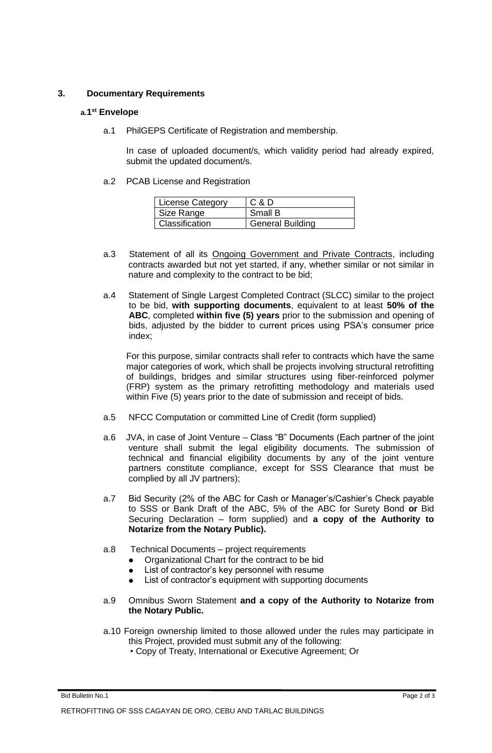## 3. Documentary Requirements

### a. 1st Envelope

a.1 PhilGEPS Certificate of Registration and membership.

In case of uploaded document/s, which validity period had already expired, submit the updated document/s.

a.2 PCAB License and Registration

| License Category | C & D |
|---|---|
| Size Range | Small B |
| Classification | General Building |

a.3 Statement of all its Ongoing Government and Private Contracts, including contracts awarded but not yet started, if any, whether similar or not similar in nature and complexity to the contract to be bid;

a.4 Statement of Single Largest Completed Contract (SLCC) similar to the project to be bid, **with supporting documents**, equivalent to at least **50% of the ABC**, completed **within five (5) years** prior to the submission and opening of bids, adjusted by the bidder to current prices using PSA's consumer price index;

For this purpose, similar contracts shall refer to contracts which have the same major categories of work, which shall be projects involving structural retrofitting of buildings, bridges and similar structures using fiber-reinforced polymer (FRP) system as the primary retrofitting methodology and materials used within Five (5) years prior to the date of submission and receipt of bids.

a.5 NFCC Computation or committed Line of Credit (form supplied)

a.6 JVA, in case of Joint Venture – Class "B" Documents (Each partner of the joint venture shall submit the legal eligibility documents. The submission of technical and financial eligibility documents by any of the joint venture partners constitute compliance, except for SSS Clearance that must be complied by all JV partners);

a.7 Bid Security (2% of the ABC for Cash or Manager's/Cashier's Check payable to SSS or Bank Draft of the ABC, 5% of the ABC for Surety Bond **or** Bid Securing Declaration – form supplied) and **a copy of the Authority to Notarize from the Notary Public).**

a.8 Technical Documents – project requirements

- Organizational Chart for the contract to be bid
- List of contractor's key personnel with resume
- List of contractor's equipment with supporting documents

a.9 Omnibus Sworn Statement **and a copy of the Authority to Notarize from the Notary Public.**

a.10 Foreign ownership limited to those allowed under the rules may participate in this Project, provided must submit any of the following:

- Copy of Treaty, International or Executive Agreement; Or

Bid Bulletin No.1

RETROFITTING OF SSS CAGAYAN DE ORO, CEBU AND TARLAC BUILDINGS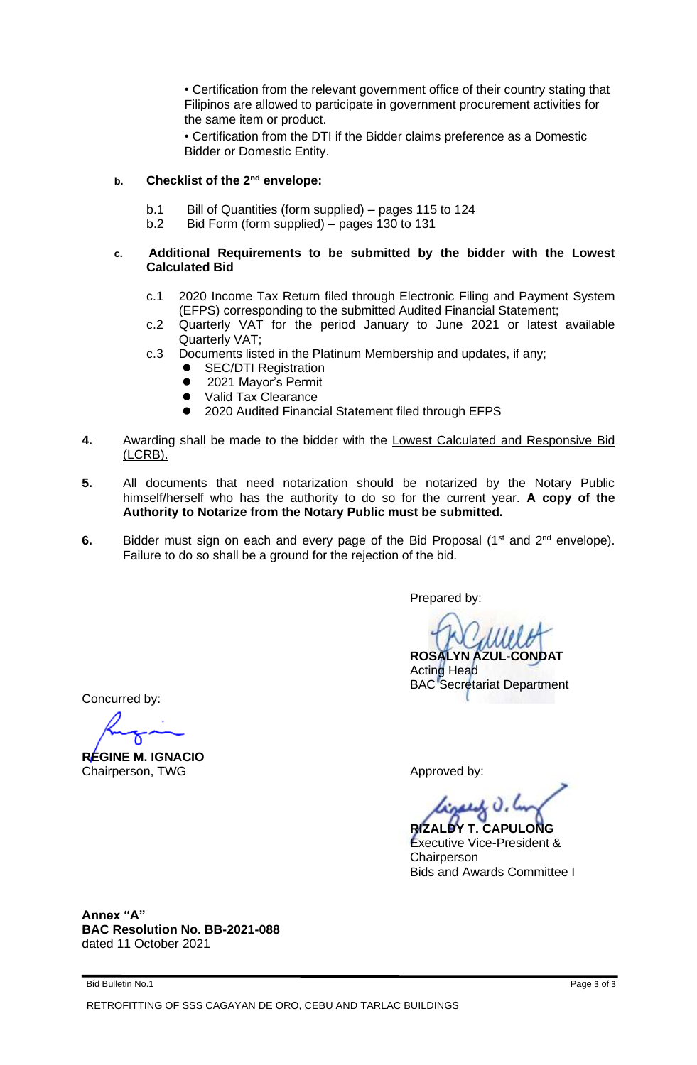• Certification from the relevant government office of their country stating that Filipinos are allowed to participate in government procurement activities for the same item or product.

• Certification from the DTI if the Bidder claims preference as a Domestic Bidder or Domestic Entity.

**b. Checklist of the 2nd envelope:**

b.1 Bill of Quantities (form supplied) – pages 115 to 124

b.2 Bid Form (form supplied) – pages 130 to 131

**c. Additional Requirements to be submitted by the bidder with the Lowest Calculated Bid**

c.1 2020 Income Tax Return filed through Electronic Filing and Payment System (EFPS) corresponding to the submitted Audited Financial Statement;

c.2 Quarterly VAT for the period January to June 2021 or latest available Quarterly VAT;

c.3 Documents listed in the Platinum Membership and updates, if any;

- SEC/DTI Registration
- 2021 Mayor's Permit
- Valid Tax Clearance
- 2020 Audited Financial Statement filed through EFPS

**4.** Awarding shall be made to the bidder with the Lowest Calculated and Responsive Bid (LCRB).

**5.** All documents that need notarization should be notarized by the Notary Public himself/herself who has the authority to do so for the current year. **A copy of the Authority to Notarize from the Notary Public must be submitted.**

**6.** Bidder must sign on each and every page of the Bid Proposal (1st and 2nd envelope). Failure to do so shall be a ground for the rejection of the bid.

Prepared by:

**ROSALYN AZUL-CONDAT**
Acting Head
BAC Secretariat Department

Concurred by:

**REGINE M. IGNACIO**
Chairperson, TWG

Approved by:

**RIZALDY T. CAPULONG**
Executive Vice-President &
Chairperson
Bids and Awards Committee I

**Annex "A"**
**BAC Resolution No. BB-2021-088**
dated 11 October 2021

Bid Bulletin No.1

RETROFITTING OF SSS CAGAYAN DE ORO, CEBU AND TARLAC BUILDINGS